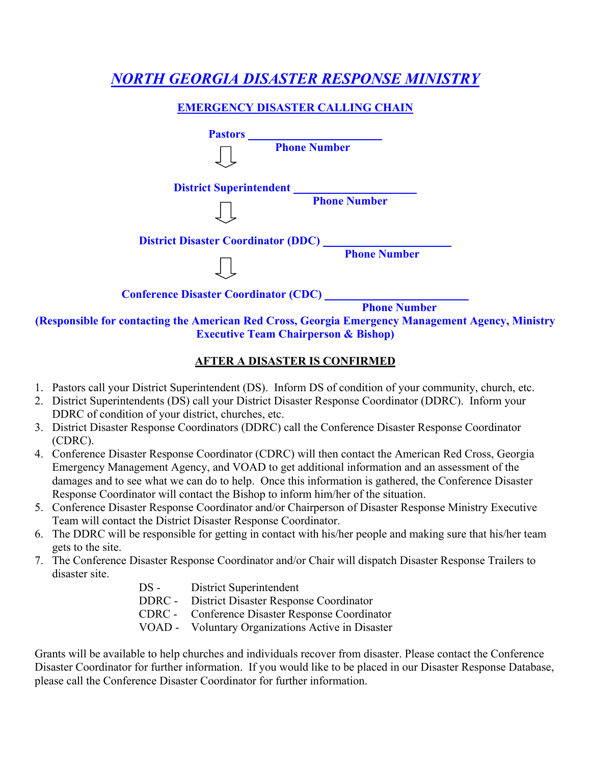# *NORTH GEORGIA DISASTER RESPONSE MINISTRY*

## EMERGENCY DISASTER CALLING CHAIN

**Pastors** ______________________
**Phone Number**

⇩

**District Superintendent** ______________________
**Phone Number**

⇩

**District Disaster Coordinator (DDC)** ______________________
**Phone Number**

⇩

**Conference Disaster Coordinator (CDC)** ______________________
**Phone Number**

**(Responsible for contacting the American Red Cross, Georgia Emergency Management Agency, Ministry Executive Team Chairperson & Bishop)**

## AFTER A DISASTER IS CONFIRMED

1. Pastors call your District Superintendent (DS). Inform DS of condition of your community, church, etc.
2. District Superintendents (DS) call your District Disaster Response Coordinator (DDRC). Inform your DDRC of condition of your district, churches, etc.
3. District Disaster Response Coordinators (DDRC) call the Conference Disaster Response Coordinator (CDRC).
4. Conference Disaster Response Coordinator (CDRC) will then contact the American Red Cross, Georgia Emergency Management Agency, and VOAD to get additional information and an assessment of the damages and to see what we can do to help. Once this information is gathered, the Conference Disaster Response Coordinator will contact the Bishop to inform him/her of the situation.
5. Conference Disaster Response Coordinator and/or Chairperson of Disaster Response Ministry Executive Team will contact the District Disaster Response Coordinator.
6. The DDRC will be responsible for getting in contact with his/her people and making sure that his/her team gets to the site.
7. The Conference Disaster Response Coordinator and/or Chair will dispatch Disaster Response Trailers to disaster site.

DS - District Superintendent
DDRC - District Disaster Response Coordinator
CDRC - Conference Disaster Response Coordinator
VOAD - Voluntary Organizations Active in Disaster

Grants will be available to help churches and individuals recover from disaster. Please contact the Conference Disaster Coordinator for further information. If you would like to be placed in our Disaster Response Database, please call the Conference Disaster Coordinator for further information.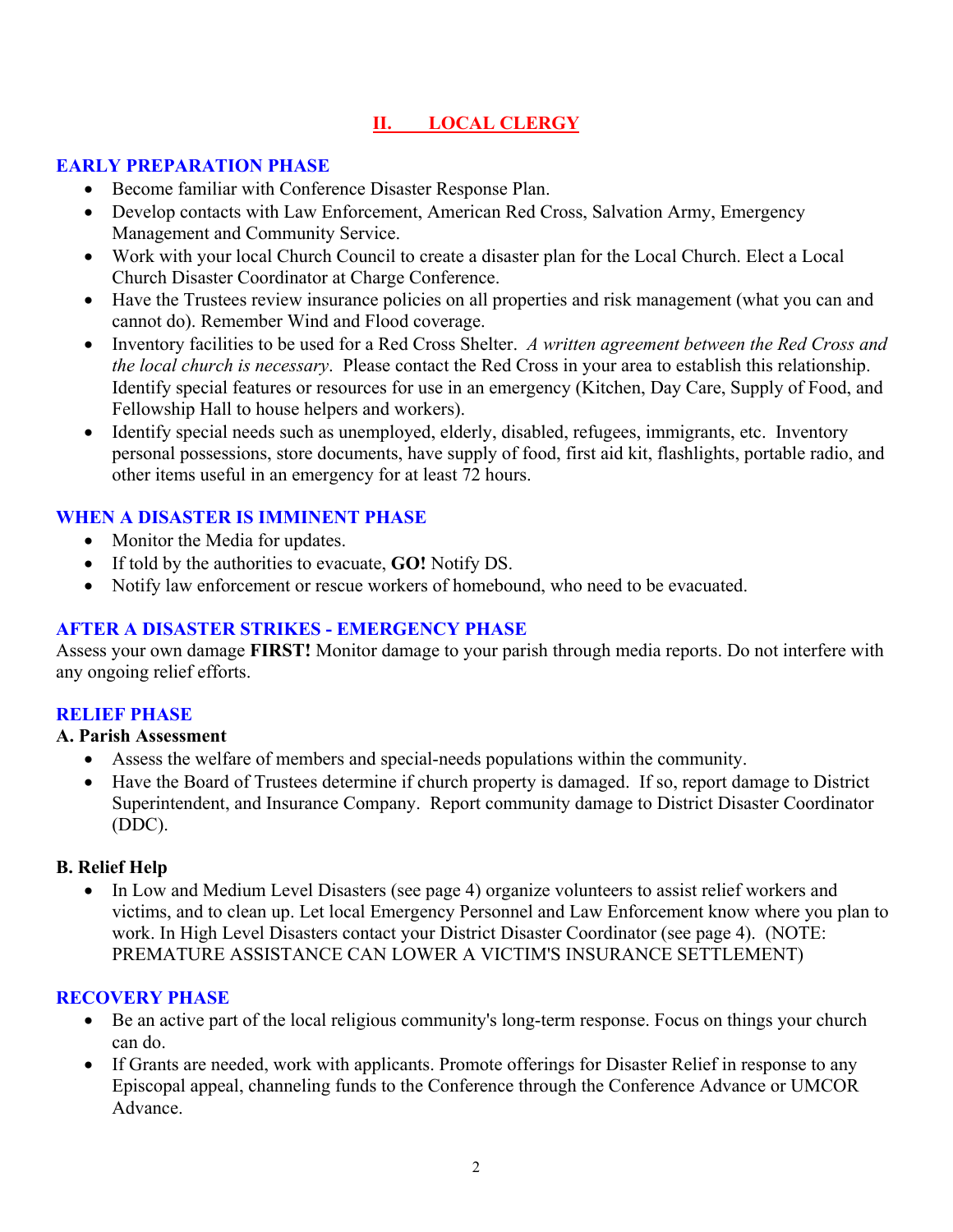## II. LOCAL CLERGY

### EARLY PREPARATION PHASE

- Become familiar with Conference Disaster Response Plan.
- Develop contacts with Law Enforcement, American Red Cross, Salvation Army, Emergency Management and Community Service.
- Work with your local Church Council to create a disaster plan for the Local Church. Elect a Local Church Disaster Coordinator at Charge Conference.
- Have the Trustees review insurance policies on all properties and risk management (what you can and cannot do). Remember Wind and Flood coverage.
- Inventory facilities to be used for a Red Cross Shelter. *A written agreement between the Red Cross and the local church is necessary*. Please contact the Red Cross in your area to establish this relationship. Identify special features or resources for use in an emergency (Kitchen, Day Care, Supply of Food, and Fellowship Hall to house helpers and workers).
- Identify special needs such as unemployed, elderly, disabled, refugees, immigrants, etc. Inventory personal possessions, store documents, have supply of food, first aid kit, flashlights, portable radio, and other items useful in an emergency for at least 72 hours.

### WHEN A DISASTER IS IMMINENT PHASE

- Monitor the Media for updates.
- If told by the authorities to evacuate, **GO!** Notify DS.
- Notify law enforcement or rescue workers of homebound, who need to be evacuated.

### AFTER A DISASTER STRIKES - EMERGENCY PHASE

Assess your own damage **FIRST!** Monitor damage to your parish through media reports. Do not interfere with any ongoing relief efforts.

### RELIEF PHASE

**A. Parish Assessment**

- Assess the welfare of members and special-needs populations within the community.
- Have the Board of Trustees determine if church property is damaged. If so, report damage to District Superintendent, and Insurance Company. Report community damage to District Disaster Coordinator (DDC).

**B. Relief Help**

- In Low and Medium Level Disasters (see page 4) organize volunteers to assist relief workers and victims, and to clean up. Let local Emergency Personnel and Law Enforcement know where you plan to work. In High Level Disasters contact your District Disaster Coordinator (see page 4). (NOTE: PREMATURE ASSISTANCE CAN LOWER A VICTIM'S INSURANCE SETTLEMENT)

### RECOVERY PHASE

- Be an active part of the local religious community's long-term response. Focus on things your church can do.
- If Grants are needed, work with applicants. Promote offerings for Disaster Relief in response to any Episcopal appeal, channeling funds to the Conference through the Conference Advance or UMCOR Advance.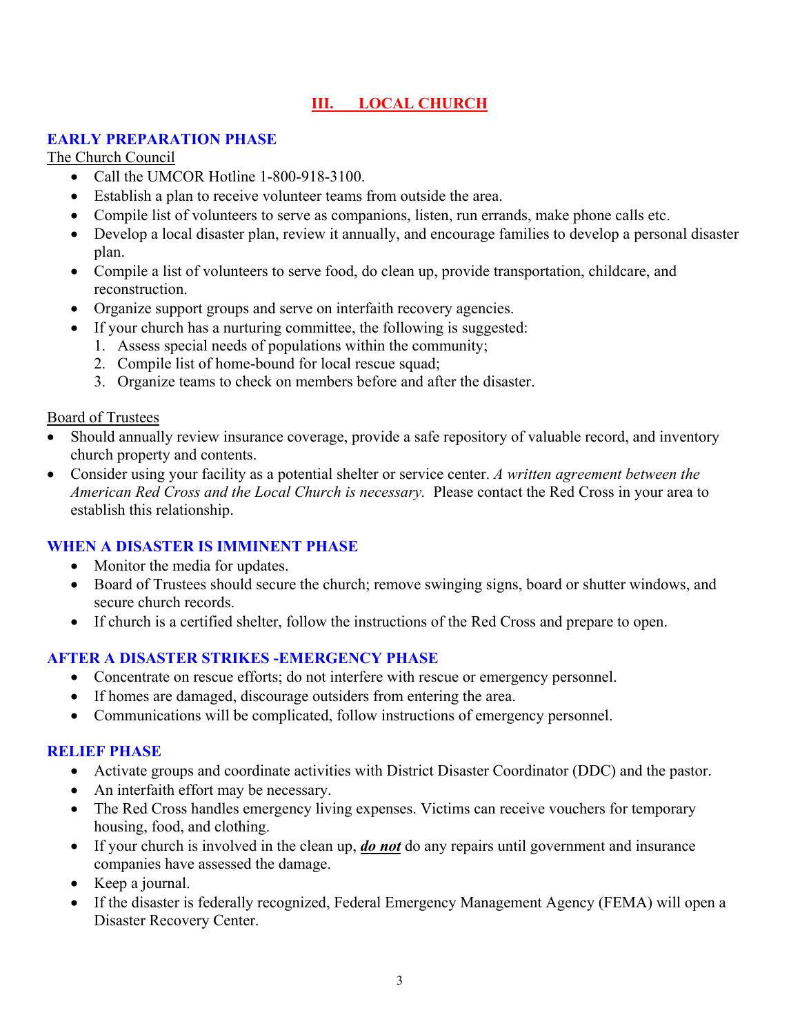# III. LOCAL CHURCH

## EARLY PREPARATION PHASE

The Church Council

- Call the UMCOR Hotline 1-800-918-3100.
- Establish a plan to receive volunteer teams from outside the area.
- Compile list of volunteers to serve as companions, listen, run errands, make phone calls etc.
- Develop a local disaster plan, review it annually, and encourage families to develop a personal disaster plan.
- Compile a list of volunteers to serve food, do clean up, provide transportation, childcare, and reconstruction.
- Organize support groups and serve on interfaith recovery agencies.
- If your church has a nurturing committee, the following is suggested:
  1. Assess special needs of populations within the community;
  2. Compile list of home-bound for local rescue squad;
  3. Organize teams to check on members before and after the disaster.

Board of Trustees

- Should annually review insurance coverage, provide a safe repository of valuable record, and inventory church property and contents.
- Consider using your facility as a potential shelter or service center. *A written agreement between the American Red Cross and the Local Church is necessary.* Please contact the Red Cross in your area to establish this relationship.

## WHEN A DISASTER IS IMMINENT PHASE

- Monitor the media for updates.
- Board of Trustees should secure the church; remove swinging signs, board or shutter windows, and secure church records.
- If church is a certified shelter, follow the instructions of the Red Cross and prepare to open.

## AFTER A DISASTER STRIKES -EMERGENCY PHASE

- Concentrate on rescue efforts; do not interfere with rescue or emergency personnel.
- If homes are damaged, discourage outsiders from entering the area.
- Communications will be complicated, follow instructions of emergency personnel.

## RELIEF PHASE

- Activate groups and coordinate activities with District Disaster Coordinator (DDC) and the pastor.
- An interfaith effort may be necessary.
- The Red Cross handles emergency living expenses. Victims can receive vouchers for temporary housing, food, and clothing.
- If your church is involved in the clean up, ***do not*** do any repairs until government and insurance companies have assessed the damage.
- Keep a journal.
- If the disaster is federally recognized, Federal Emergency Management Agency (FEMA) will open a Disaster Recovery Center.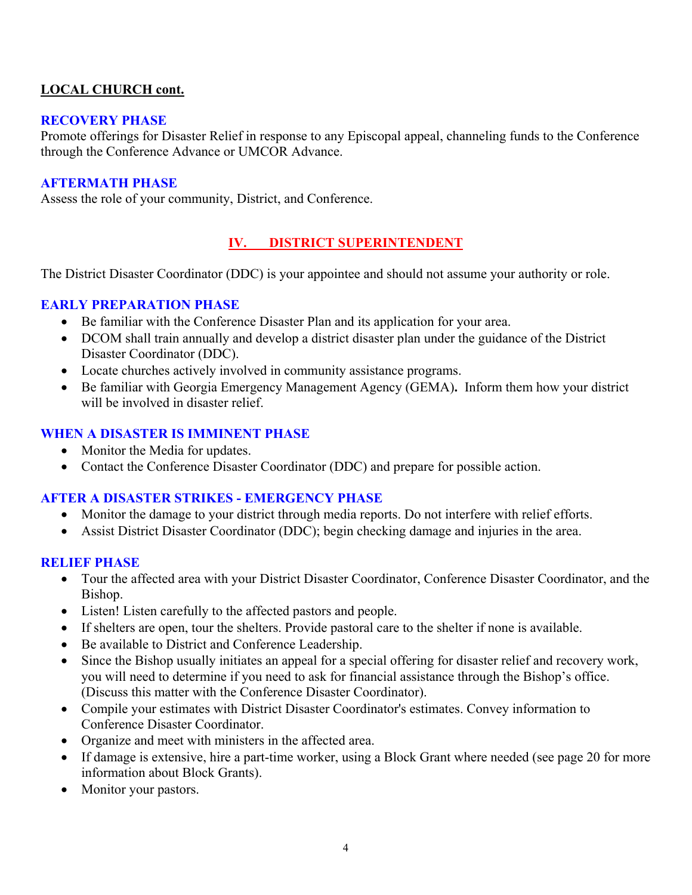**LOCAL CHURCH cont.**

### RECOVERY PHASE

Promote offerings for Disaster Relief in response to any Episcopal appeal, channeling funds to the Conference through the Conference Advance or UMCOR Advance.

### AFTERMATH PHASE

Assess the role of your community, District, and Conference.

## IV. DISTRICT SUPERINTENDENT

The District Disaster Coordinator (DDC) is your appointee and should not assume your authority or role.

### EARLY PREPARATION PHASE

- Be familiar with the Conference Disaster Plan and its application for your area.
- DCOM shall train annually and develop a district disaster plan under the guidance of the District Disaster Coordinator (DDC).
- Locate churches actively involved in community assistance programs.
- Be familiar with Georgia Emergency Management Agency (GEMA). Inform them how your district will be involved in disaster relief.

### WHEN A DISASTER IS IMMINENT PHASE

- Monitor the Media for updates.
- Contact the Conference Disaster Coordinator (DDC) and prepare for possible action.

### AFTER A DISASTER STRIKES - EMERGENCY PHASE

- Monitor the damage to your district through media reports. Do not interfere with relief efforts.
- Assist District Disaster Coordinator (DDC); begin checking damage and injuries in the area.

### RELIEF PHASE

- Tour the affected area with your District Disaster Coordinator, Conference Disaster Coordinator, and the Bishop.
- Listen! Listen carefully to the affected pastors and people.
- If shelters are open, tour the shelters. Provide pastoral care to the shelter if none is available.
- Be available to District and Conference Leadership.
- Since the Bishop usually initiates an appeal for a special offering for disaster relief and recovery work, you will need to determine if you need to ask for financial assistance through the Bishop's office. (Discuss this matter with the Conference Disaster Coordinator).
- Compile your estimates with District Disaster Coordinator's estimates. Convey information to Conference Disaster Coordinator.
- Organize and meet with ministers in the affected area.
- If damage is extensive, hire a part-time worker, using a Block Grant where needed (see page 20 for more information about Block Grants).
- Monitor your pastors.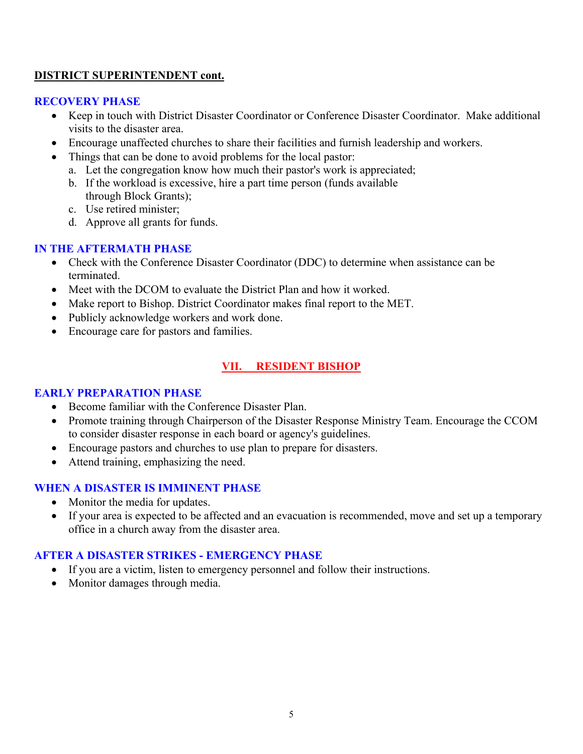**DISTRICT SUPERINTENDENT cont.**

### RECOVERY PHASE

- Keep in touch with District Disaster Coordinator or Conference Disaster Coordinator. Make additional visits to the disaster area.
- Encourage unaffected churches to share their facilities and furnish leadership and workers.
- Things that can be done to avoid problems for the local pastor:
  a. Let the congregation know how much their pastor's work is appreciated;
  b. If the workload is excessive, hire a part time person (funds available through Block Grants);
  c. Use retired minister;
  d. Approve all grants for funds.

### IN THE AFTERMATH PHASE

- Check with the Conference Disaster Coordinator (DDC) to determine when assistance can be terminated.
- Meet with the DCOM to evaluate the District Plan and how it worked.
- Make report to Bishop. District Coordinator makes final report to the MET.
- Publicly acknowledge workers and work done.
- Encourage care for pastors and families.

## VII. RESIDENT BISHOP

### EARLY PREPARATION PHASE

- Become familiar with the Conference Disaster Plan.
- Promote training through Chairperson of the Disaster Response Ministry Team. Encourage the CCOM to consider disaster response in each board or agency's guidelines.
- Encourage pastors and churches to use plan to prepare for disasters.
- Attend training, emphasizing the need.

### WHEN A DISASTER IS IMMINENT PHASE

- Monitor the media for updates.
- If your area is expected to be affected and an evacuation is recommended, move and set up a temporary office in a church away from the disaster area.

### AFTER A DISASTER STRIKES - EMERGENCY PHASE

- If you are a victim, listen to emergency personnel and follow their instructions.
- Monitor damages through media.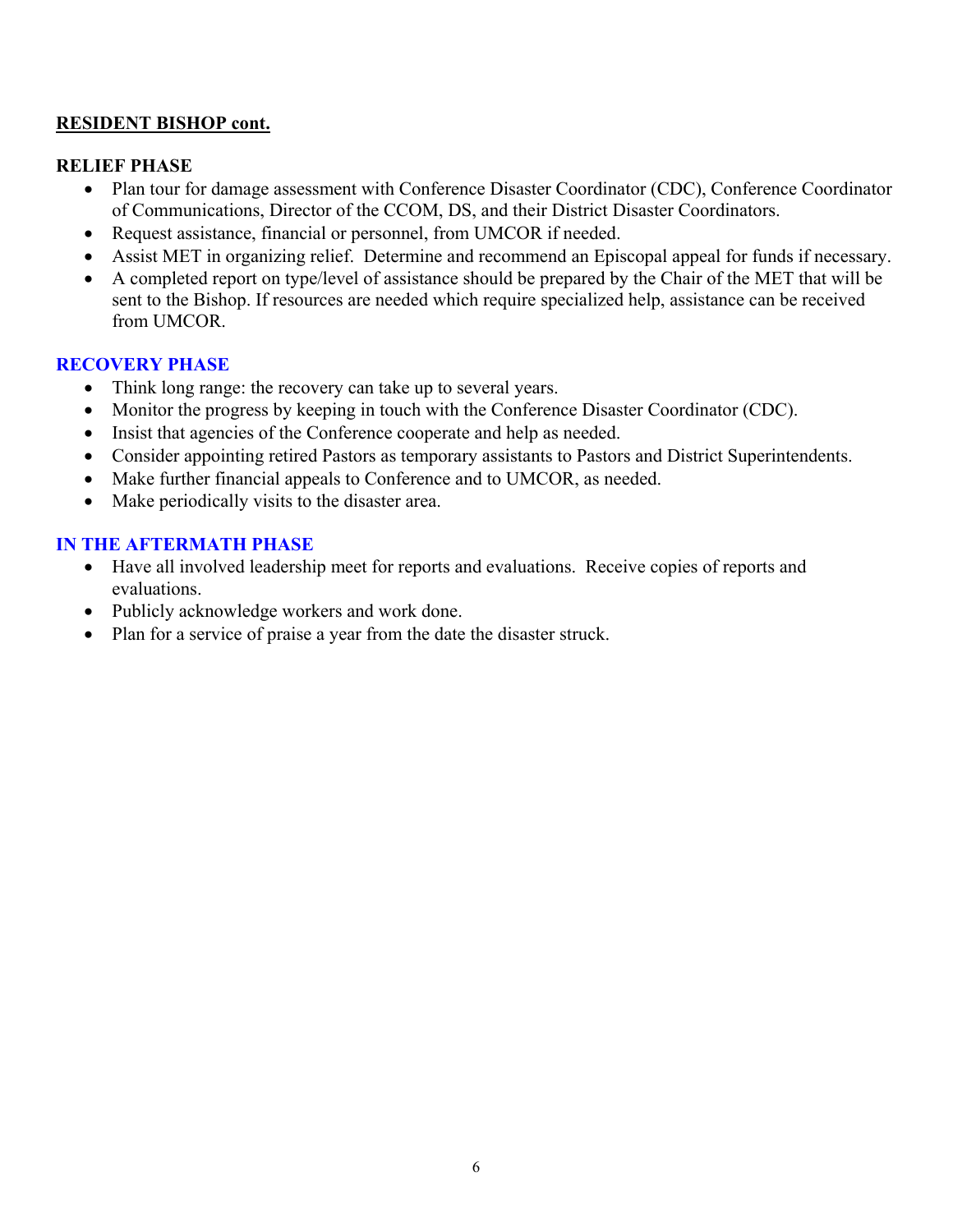**RESIDENT BISHOP cont.**

**RELIEF PHASE**

- Plan tour for damage assessment with Conference Disaster Coordinator (CDC), Conference Coordinator of Communications, Director of the CCOM, DS, and their District Disaster Coordinators.
- Request assistance, financial or personnel, from UMCOR if needed.
- Assist MET in organizing relief. Determine and recommend an Episcopal appeal for funds if necessary.
- A completed report on type/level of assistance should be prepared by the Chair of the MET that will be sent to the Bishop. If resources are needed which require specialized help, assistance can be received from UMCOR.

**RECOVERY PHASE**

- Think long range: the recovery can take up to several years.
- Monitor the progress by keeping in touch with the Conference Disaster Coordinator (CDC).
- Insist that agencies of the Conference cooperate and help as needed.
- Consider appointing retired Pastors as temporary assistants to Pastors and District Superintendents.
- Make further financial appeals to Conference and to UMCOR, as needed.
- Make periodically visits to the disaster area.

**IN THE AFTERMATH PHASE**

- Have all involved leadership meet for reports and evaluations. Receive copies of reports and evaluations.
- Publicly acknowledge workers and work done.
- Plan for a service of praise a year from the date the disaster struck.